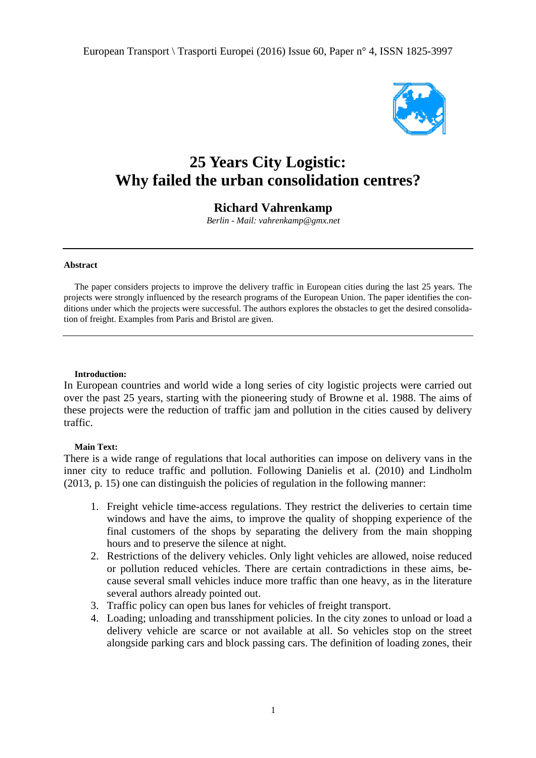# 25 Years City Logistic: Why failed the urban consolidation centres?

**Richard Vahrenkamp**

*Berlin - Mail: vahrenkamp@gmx.net*

---

**Abstract**

The paper considers projects to improve the delivery traffic in European cities during the last 25 years. The projects were strongly influenced by the research programs of the European Union. The paper identifies the conditions under which the projects were successful. The authors explores the obstacles to get the desired consolidation of freight. Examples from Paris and Bristol are given.

---

**Introduction:**

In European countries and world wide a long series of city logistic projects were carried out over the past 25 years, starting with the pioneering study of Browne et al. 1988. The aims of these projects were the reduction of traffic jam and pollution in the cities caused by delivery traffic.

**Main Text:**

There is a wide range of regulations that local authorities can impose on delivery vans in the inner city to reduce traffic and pollution. Following Danielis et al. (2010) and Lindholm (2013, p. 15) one can distinguish the policies of regulation in the following manner:

1. Freight vehicle time-access regulations. They restrict the deliveries to certain time windows and have the aims, to improve the quality of shopping experience of the final customers of the shops by separating the delivery from the main shopping hours and to preserve the silence at night.
2. Restrictions of the delivery vehicles. Only light vehicles are allowed, noise reduced or pollution reduced vehicles. There are certain contradictions in these aims, because several small vehicles induce more traffic than one heavy, as in the literature several authors already pointed out.
3. Traffic policy can open bus lanes for vehicles of freight transport.
4. Loading; unloading and transshipment policies. In the city zones to unload or load a delivery vehicle are scarce or not available at all. So vehicles stop on the street alongside parking cars and block passing cars. The definition of loading zones, their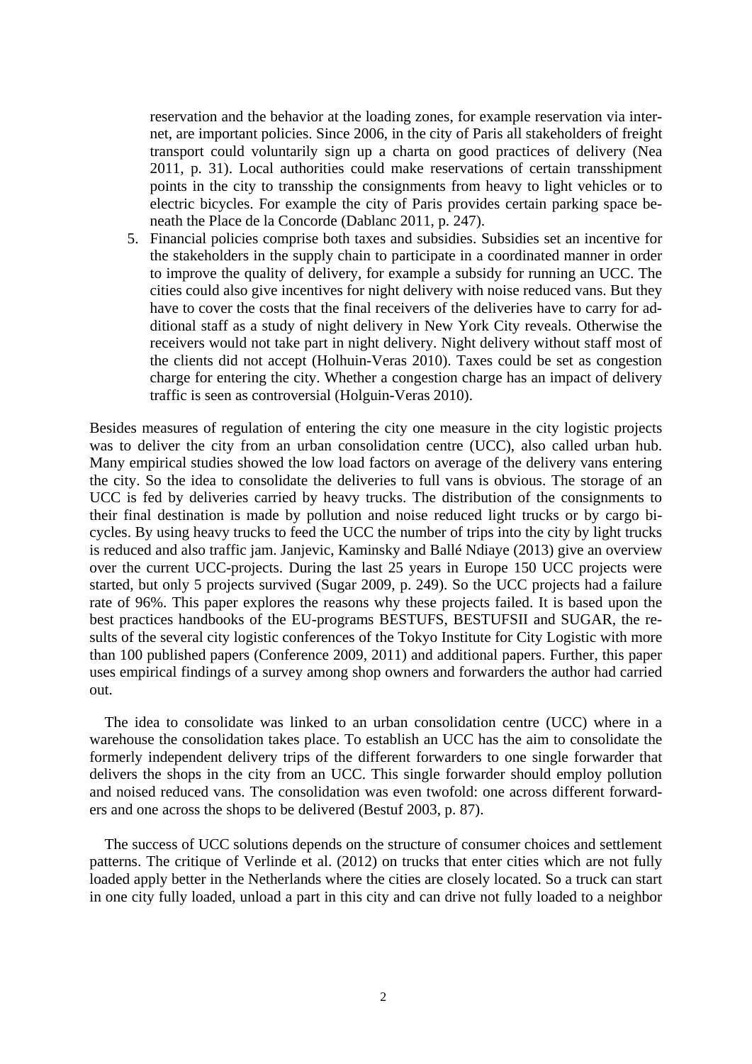reservation and the behavior at the loading zones, for example reservation via internet, are important policies. Since 2006, in the city of Paris all stakeholders of freight transport could voluntarily sign up a charta on good practices of delivery (Nea 2011, p. 31). Local authorities could make reservations of certain transshipment points in the city to transship the consignments from heavy to light vehicles or to electric bicycles. For example the city of Paris provides certain parking space beneath the Place de la Concorde (Dablanc 2011, p. 247).

5. Financial policies comprise both taxes and subsidies. Subsidies set an incentive for the stakeholders in the supply chain to participate in a coordinated manner in order to improve the quality of delivery, for example a subsidy for running an UCC. The cities could also give incentives for night delivery with noise reduced vans. But they have to cover the costs that the final receivers of the deliveries have to carry for additional staff as a study of night delivery in New York City reveals. Otherwise the receivers would not take part in night delivery. Night delivery without staff most of the clients did not accept (Holhuin-Veras 2010). Taxes could be set as congestion charge for entering the city. Whether a congestion charge has an impact of delivery traffic is seen as controversial (Holguin-Veras 2010).

Besides measures of regulation of entering the city one measure in the city logistic projects was to deliver the city from an urban consolidation centre (UCC), also called urban hub. Many empirical studies showed the low load factors on average of the delivery vans entering the city. So the idea to consolidate the deliveries to full vans is obvious. The storage of an UCC is fed by deliveries carried by heavy trucks. The distribution of the consignments to their final destination is made by pollution and noise reduced light trucks or by cargo bicycles. By using heavy trucks to feed the UCC the number of trips into the city by light trucks is reduced and also traffic jam. Janjevic, Kaminsky and Ballé Ndiaye (2013) give an overview over the current UCC-projects. During the last 25 years in Europe 150 UCC projects were started, but only 5 projects survived (Sugar 2009, p. 249). So the UCC projects had a failure rate of 96%. This paper explores the reasons why these projects failed. It is based upon the best practices handbooks of the EU-programs BESTUFS, BESTUFSII and SUGAR, the results of the several city logistic conferences of the Tokyo Institute for City Logistic with more than 100 published papers (Conference 2009, 2011) and additional papers. Further, this paper uses empirical findings of a survey among shop owners and forwarders the author had carried out.

The idea to consolidate was linked to an urban consolidation centre (UCC) where in a warehouse the consolidation takes place. To establish an UCC has the aim to consolidate the formerly independent delivery trips of the different forwarders to one single forwarder that delivers the shops in the city from an UCC. This single forwarder should employ pollution and noised reduced vans. The consolidation was even twofold: one across different forwarders and one across the shops to be delivered (Bestuf 2003, p. 87).

The success of UCC solutions depends on the structure of consumer choices and settlement patterns. The critique of Verlinde et al. (2012) on trucks that enter cities which are not fully loaded apply better in the Netherlands where the cities are closely located. So a truck can start in one city fully loaded, unload a part in this city and can drive not fully loaded to a neighbor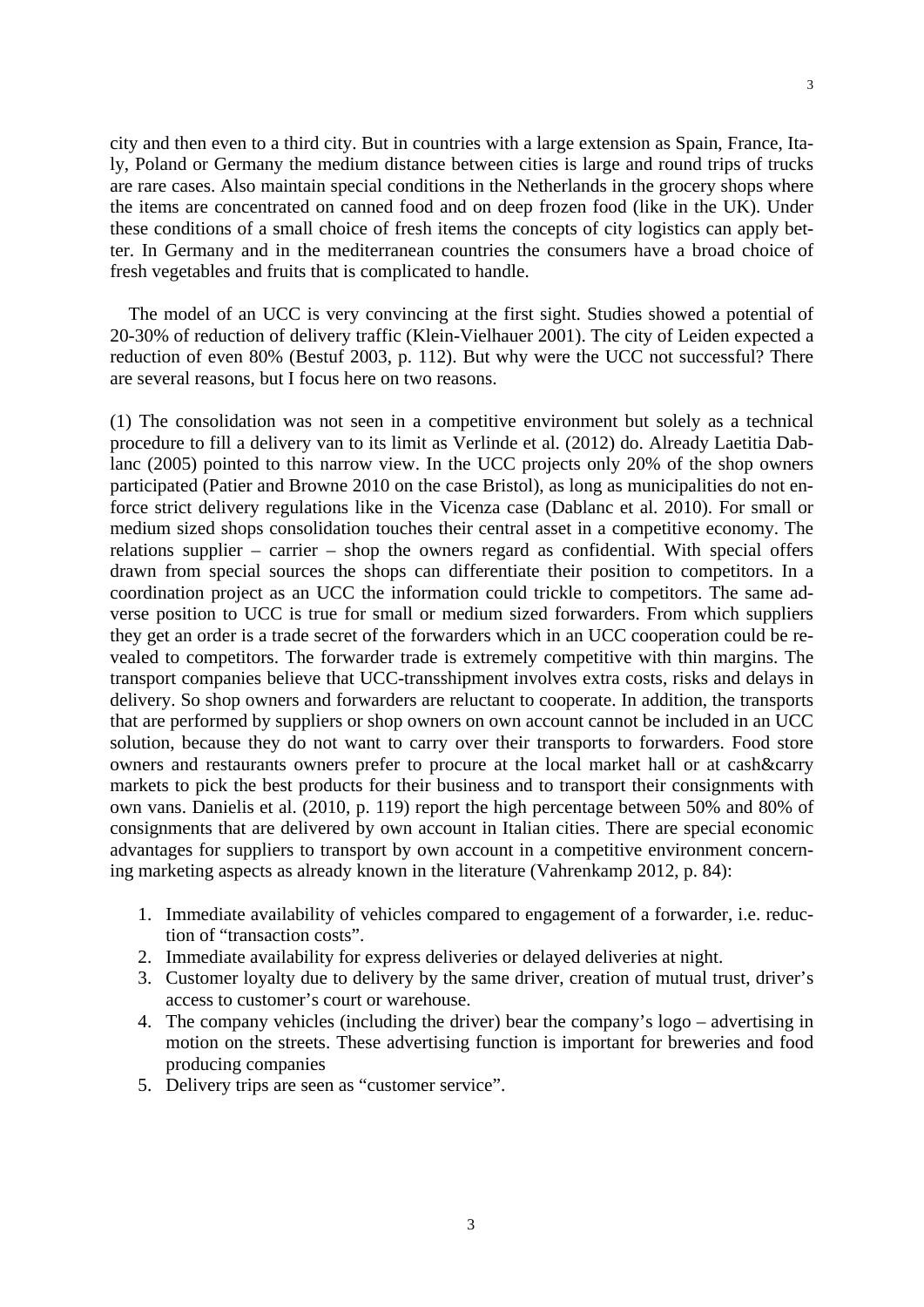city and then even to a third city. But in countries with a large extension as Spain, France, Italy, Poland or Germany the medium distance between cities is large and round trips of trucks are rare cases. Also maintain special conditions in the Netherlands in the grocery shops where the items are concentrated on canned food and on deep frozen food (like in the UK). Under these conditions of a small choice of fresh items the concepts of city logistics can apply better. In Germany and in the mediterranean countries the consumers have a broad choice of fresh vegetables and fruits that is complicated to handle.

The model of an UCC is very convincing at the first sight. Studies showed a potential of 20-30% of reduction of delivery traffic (Klein-Vielhauer 2001). The city of Leiden expected a reduction of even 80% (Bestuf 2003, p. 112). But why were the UCC not successful? There are several reasons, but I focus here on two reasons.

(1) The consolidation was not seen in a competitive environment but solely as a technical procedure to fill a delivery van to its limit as Verlinde et al. (2012) do. Already Laetitia Dablanc (2005) pointed to this narrow view. In the UCC projects only 20% of the shop owners participated (Patier and Browne 2010 on the case Bristol), as long as municipalities do not enforce strict delivery regulations like in the Vicenza case (Dablanc et al. 2010). For small or medium sized shops consolidation touches their central asset in a competitive economy. The relations supplier – carrier – shop the owners regard as confidential. With special offers drawn from special sources the shops can differentiate their position to competitors. In a coordination project as an UCC the information could trickle to competitors. The same adverse position to UCC is true for small or medium sized forwarders. From which suppliers they get an order is a trade secret of the forwarders which in an UCC cooperation could be revealed to competitors. The forwarder trade is extremely competitive with thin margins. The transport companies believe that UCC-transshipment involves extra costs, risks and delays in delivery. So shop owners and forwarders are reluctant to cooperate. In addition, the transports that are performed by suppliers or shop owners on own account cannot be included in an UCC solution, because they do not want to carry over their transports to forwarders. Food store owners and restaurants owners prefer to procure at the local market hall or at cash&carry markets to pick the best products for their business and to transport their consignments with own vans. Danielis et al. (2010, p. 119) report the high percentage between 50% and 80% of consignments that are delivered by own account in Italian cities. There are special economic advantages for suppliers to transport by own account in a competitive environment concerning marketing aspects as already known in the literature (Vahrenkamp 2012, p. 84):

1. Immediate availability of vehicles compared to engagement of a forwarder, i.e. reduction of "transaction costs".
2. Immediate availability for express deliveries or delayed deliveries at night.
3. Customer loyalty due to delivery by the same driver, creation of mutual trust, driver's access to customer's court or warehouse.
4. The company vehicles (including the driver) bear the company's logo – advertising in motion on the streets. These advertising function is important for breweries and food producing companies
5. Delivery trips are seen as "customer service".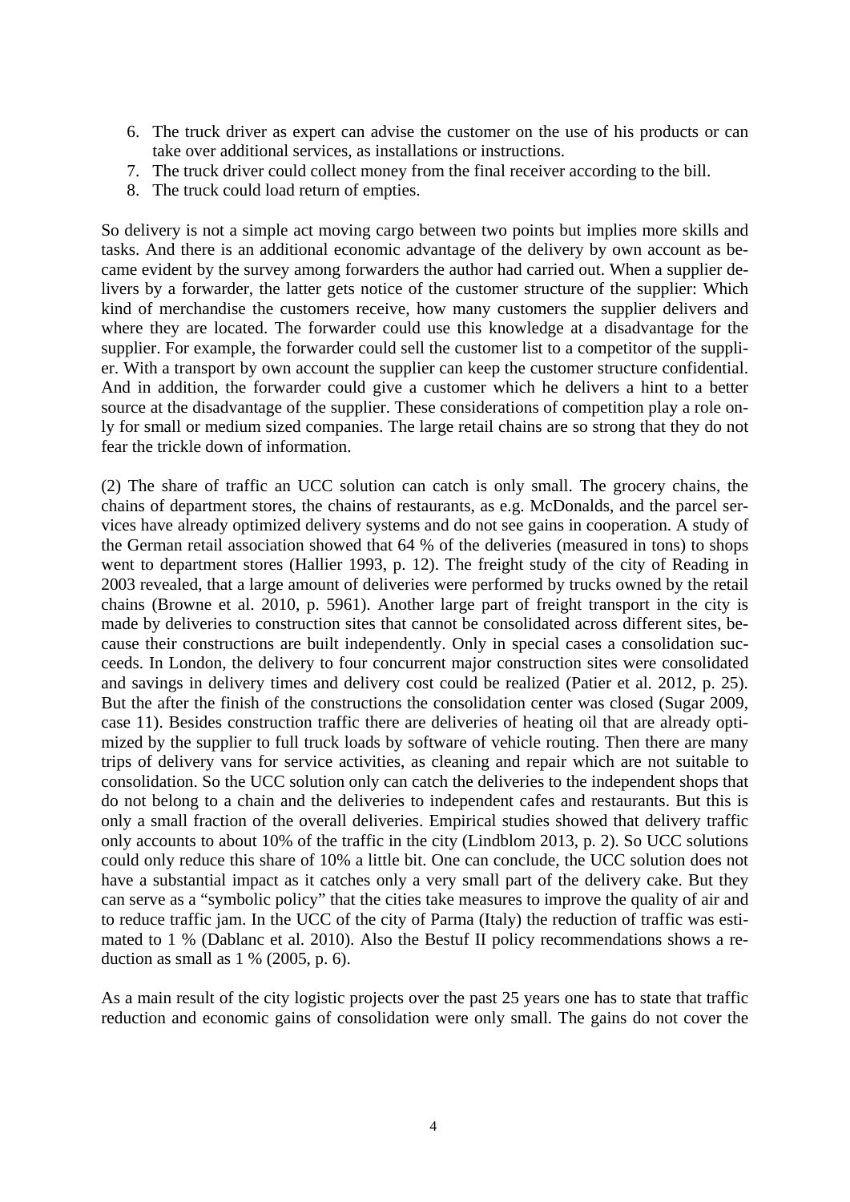6. The truck driver as expert can advise the customer on the use of his products or can take over additional services, as installations or instructions.
7. The truck driver could collect money from the final receiver according to the bill.
8. The truck could load return of empties.

So delivery is not a simple act moving cargo between two points but implies more skills and tasks. And there is an additional economic advantage of the delivery by own account as became evident by the survey among forwarders the author had carried out. When a supplier delivers by a forwarder, the latter gets notice of the customer structure of the supplier: Which kind of merchandise the customers receive, how many customers the supplier delivers and where they are located. The forwarder could use this knowledge at a disadvantage for the supplier. For example, the forwarder could sell the customer list to a competitor of the supplier. With a transport by own account the supplier can keep the customer structure confidential. And in addition, the forwarder could give a customer which he delivers a hint to a better source at the disadvantage of the supplier. These considerations of competition play a role only for small or medium sized companies. The large retail chains are so strong that they do not fear the trickle down of information.

(2) The share of traffic an UCC solution can catch is only small. The grocery chains, the chains of department stores, the chains of restaurants, as e.g. McDonalds, and the parcel services have already optimized delivery systems and do not see gains in cooperation. A study of the German retail association showed that 64 % of the deliveries (measured in tons) to shops went to department stores (Hallier 1993, p. 12). The freight study of the city of Reading in 2003 revealed, that a large amount of deliveries were performed by trucks owned by the retail chains (Browne et al. 2010, p. 5961). Another large part of freight transport in the city is made by deliveries to construction sites that cannot be consolidated across different sites, because their constructions are built independently. Only in special cases a consolidation succeeds. In London, the delivery to four concurrent major construction sites were consolidated and savings in delivery times and delivery cost could be realized (Patier et al. 2012, p. 25). But the after the finish of the constructions the consolidation center was closed (Sugar 2009, case 11). Besides construction traffic there are deliveries of heating oil that are already optimized by the supplier to full truck loads by software of vehicle routing. Then there are many trips of delivery vans for service activities, as cleaning and repair which are not suitable to consolidation. So the UCC solution only can catch the deliveries to the independent shops that do not belong to a chain and the deliveries to independent cafes and restaurants. But this is only a small fraction of the overall deliveries. Empirical studies showed that delivery traffic only accounts to about 10% of the traffic in the city (Lindblom 2013, p. 2). So UCC solutions could only reduce this share of 10% a little bit. One can conclude, the UCC solution does not have a substantial impact as it catches only a very small part of the delivery cake. But they can serve as a "symbolic policy" that the cities take measures to improve the quality of air and to reduce traffic jam. In the UCC of the city of Parma (Italy) the reduction of traffic was estimated to 1 % (Dablanc et al. 2010). Also the Bestuf II policy recommendations shows a reduction as small as 1 % (2005, p. 6).

As a main result of the city logistic projects over the past 25 years one has to state that traffic reduction and economic gains of consolidation were only small. The gains do not cover the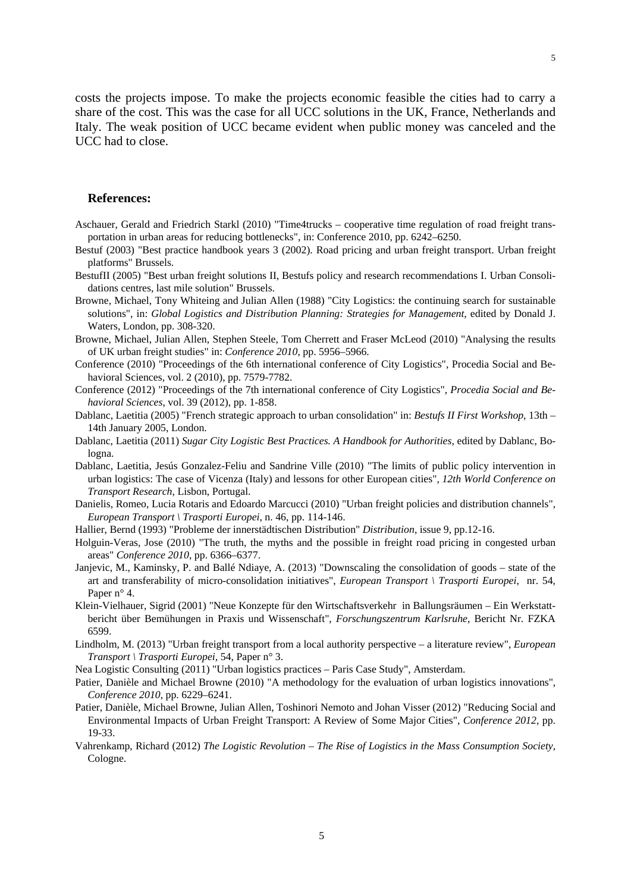costs the projects impose. To make the projects economic feasible the cities had to carry a share of the cost. This was the case for all UCC solutions in the UK, France, Netherlands and Italy. The weak position of UCC became evident when public money was canceled and the UCC had to close.

## References:

Aschauer, Gerald and Friedrich Starkl (2010) "Time4trucks – cooperative time regulation of road freight transportation in urban areas for reducing bottlenecks", in: Conference 2010, pp. 6242–6250.

Bestuf (2003) "Best practice handbook years 3 (2002). Road pricing and urban freight transport. Urban freight platforms" Brussels.

BestufII (2005) "Best urban freight solutions II, Bestufs policy and research recommendations I. Urban Consolidations centres, last mile solution" Brussels.

Browne, Michael, Tony Whiteing and Julian Allen (1988) "City Logistics: the continuing search for sustainable solutions", in: *Global Logistics and Distribution Planning: Strategies for Management*, edited by Donald J. Waters, London, pp. 308-320.

Browne, Michael, Julian Allen, Stephen Steele, Tom Cherrett and Fraser McLeod (2010) "Analysing the results of UK urban freight studies" in: *Conference 2010*, pp. 5956–5966.

Conference (2010) "Proceedings of the 6th international conference of City Logistics", Procedia Social and Behavioral Sciences, vol. 2 (2010), pp. 7579-7782.

Conference (2012) "Proceedings of the 7th international conference of City Logistics", *Procedia Social and Behavioral Sciences*, vol. 39 (2012), pp. 1-858.

Dablanc, Laetitia (2005) "French strategic approach to urban consolidation" in: *Bestufs II First Workshop*, 13th – 14th January 2005, London.

Dablanc, Laetitia (2011) *Sugar City Logistic Best Practices. A Handbook for Authorities*, edited by Dablanc, Bologna.

Dablanc, Laetitia, Jesús Gonzalez-Feliu and Sandrine Ville (2010) "The limits of public policy intervention in urban logistics: The case of Vicenza (Italy) and lessons for other European cities", *12th World Conference on Transport Research*, Lisbon, Portugal.

Danielis, Romeo, Lucia Rotaris and Edoardo Marcucci (2010) "Urban freight policies and distribution channels", *European Transport \ Trasporti Europei*, n. 46, pp. 114-146.

Hallier, Bernd (1993) "Probleme der innerstädtischen Distribution" *Distribution*, issue 9, pp.12-16.

Holguin-Veras, Jose (2010) "The truth, the myths and the possible in freight road pricing in congested urban areas" *Conference 2010*, pp. 6366–6377.

Janjevic, M., Kaminsky, P. and Ballé Ndiaye, A. (2013) "Downscaling the consolidation of goods – state of the art and transferability of micro-consolidation initiatives", *European Transport \ Trasporti Europei*, nr. 54, Paper n° 4.

Klein-Vielhauer, Sigrid (2001) "Neue Konzepte für den Wirtschaftsverkehr in Ballungsräumen – Ein Werkstattbericht über Bemühungen in Praxis und Wissenschaft", *Forschungszentrum Karlsruhe*, Bericht Nr. FZKA 6599.

Lindholm, M. (2013) "Urban freight transport from a local authority perspective – a literature review", *European Transport \ Trasporti Europei*, 54, Paper n° 3.

Nea Logistic Consulting (2011) "Urban logistics practices – Paris Case Study", Amsterdam.

Patier, Danièle and Michael Browne (2010) "A methodology for the evaluation of urban logistics innovations", *Conference 2010*, pp. 6229–6241.

Patier, Danièle, Michael Browne, Julian Allen, Toshinori Nemoto and Johan Visser (2012) "Reducing Social and Environmental Impacts of Urban Freight Transport: A Review of Some Major Cities", *Conference 2012*, pp. 19-33.

Vahrenkamp, Richard (2012) *The Logistic Revolution – The Rise of Logistics in the Mass Consumption Society*, Cologne.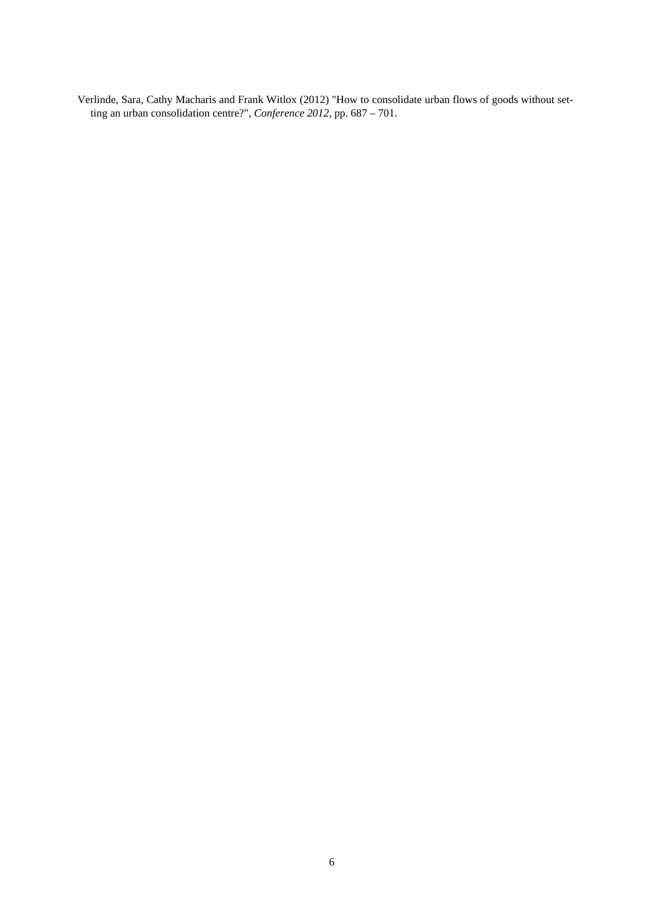Verlinde, Sara, Cathy Macharis and Frank Witlox (2012) "How to consolidate urban flows of goods without setting an urban consolidation centre?", *Conference 2012*, pp. 687 – 701.